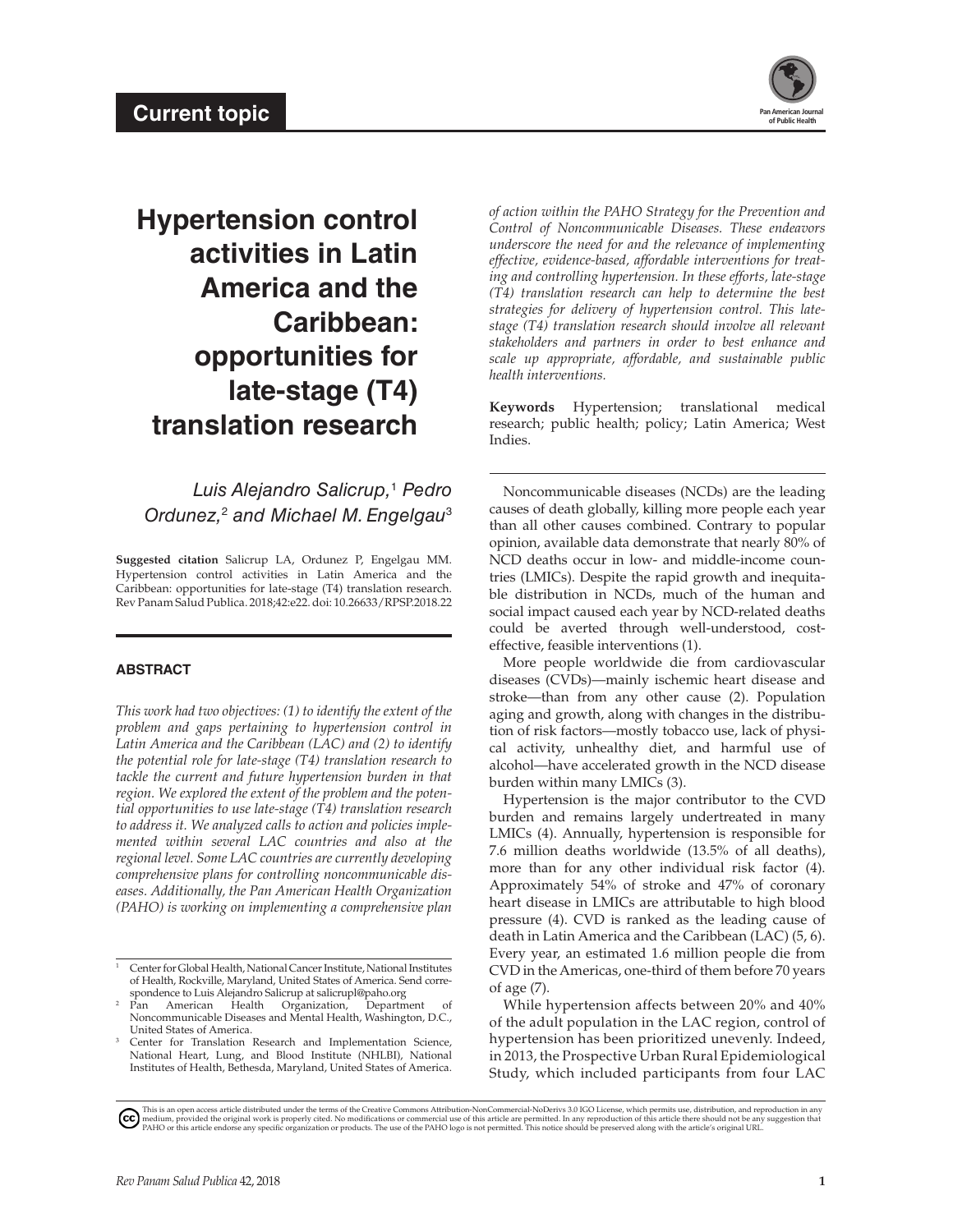Current topic

# Hypertension control activities in Latin America and the Caribbean: opportunities for late-stage (T4) translation research

*Luis Alejandro Salicrup,[1] Pedro Ordunez,[2] and Michael M. Engelgau[3]*

**Suggested citation** Salicrup LA, Ordunez P, Engelgau MM. Hypertension control activities in Latin America and the Caribbean: opportunities for late-stage (T4) translation research. Rev Panam Salud Publica. 2018;42:e22. doi: 10.26633/RPSP.2018.22

## ABSTRACT

*This work had two objectives: (1) to identify the extent of the problem and gaps pertaining to hypertension control in Latin America and the Caribbean (LAC) and (2) to identify the potential role for late-stage (T4) translation research to tackle the current and future hypertension burden in that region. We explored the extent of the problem and the potential opportunities to use late-stage (T4) translation research to address it. We analyzed calls to action and policies implemented within several LAC countries and also at the regional level. Some LAC countries are currently developing comprehensive plans for controlling noncommunicable diseases. Additionally, the Pan American Health Organization (PAHO) is working on implementing a comprehensive plan of action within the PAHO Strategy for the Prevention and Control of Noncommunicable Diseases. These endeavors underscore the need for and the relevance of implementing effective, evidence-based, affordable interventions for treating and controlling hypertension. In these efforts, late-stage (T4) translation research can help to determine the best strategies for delivery of hypertension control. This late-stage (T4) translation research should involve all relevant stakeholders and partners in order to best enhance and scale up appropriate, affordable, and sustainable public health interventions.*

**Keywords** Hypertension; translational medical research; public health; policy; Latin America; West Indies.

---

Noncommunicable diseases (NCDs) are the leading causes of death globally, killing more people each year than all other causes combined. Contrary to popular opinion, available data demonstrate that nearly 80% of NCD deaths occur in low- and middle-income countries (LMICs). Despite the rapid growth and inequitable distribution in NCDs, much of the human and social impact caused each year by NCD-related deaths could be averted through well-understood, cost-effective, feasible interventions (1).

More people worldwide die from cardiovascular diseases (CVDs)—mainly ischemic heart disease and stroke—than from any other cause (2). Population aging and growth, along with changes in the distribution of risk factors—mostly tobacco use, lack of physical activity, unhealthy diet, and harmful use of alcohol—have accelerated growth in the NCD disease burden within many LMICs (3).

Hypertension is the major contributor to the CVD burden and remains largely undertreated in many LMICs (4). Annually, hypertension is responsible for 7.6 million deaths worldwide (13.5% of all deaths), more than for any other individual risk factor (4). Approximately 54% of stroke and 47% of coronary heart disease in LMICs are attributable to high blood pressure (4). CVD is ranked as the leading cause of death in Latin America and the Caribbean (LAC) (5, 6). Every year, an estimated 1.6 million people die from CVD in the Americas, one-third of them before 70 years of age (7).

While hypertension affects between 20% and 40% of the adult population in the LAC region, control of hypertension has been prioritized unevenly. Indeed, in 2013, the Prospective Urban Rural Epidemiological Study, which included participants from four LAC

---

[1] Center for Global Health, National Cancer Institute, National Institutes of Health, Rockville, Maryland, United States of America. Send correspondence to Luis Alejandro Salicrup at salicrupl@paho.org

[2] Pan American Health Organization, Department of Noncommunicable Diseases and Mental Health, Washington, D.C., United States of America.

[3] Center for Translation Research and Implementation Science, National Heart, Lung, and Blood Institute (NHLBI), National Institutes of Health, Bethesda, Maryland, United States of America.

This is an open access article distributed under the terms of the Creative Commons Attribution-NonCommercial-NoDerivs 3.0 IGO License, which permits use, distribution, and reproduction in any medium, provided the original work is properly cited. No modifications or commercial use of this article are permitted. In any reproduction of this article there should not be any suggestion that PAHO or this article endorse any specific organization or products. The use of the PAHO logo is not permitted. This notice should be preserved along with the article's original URL.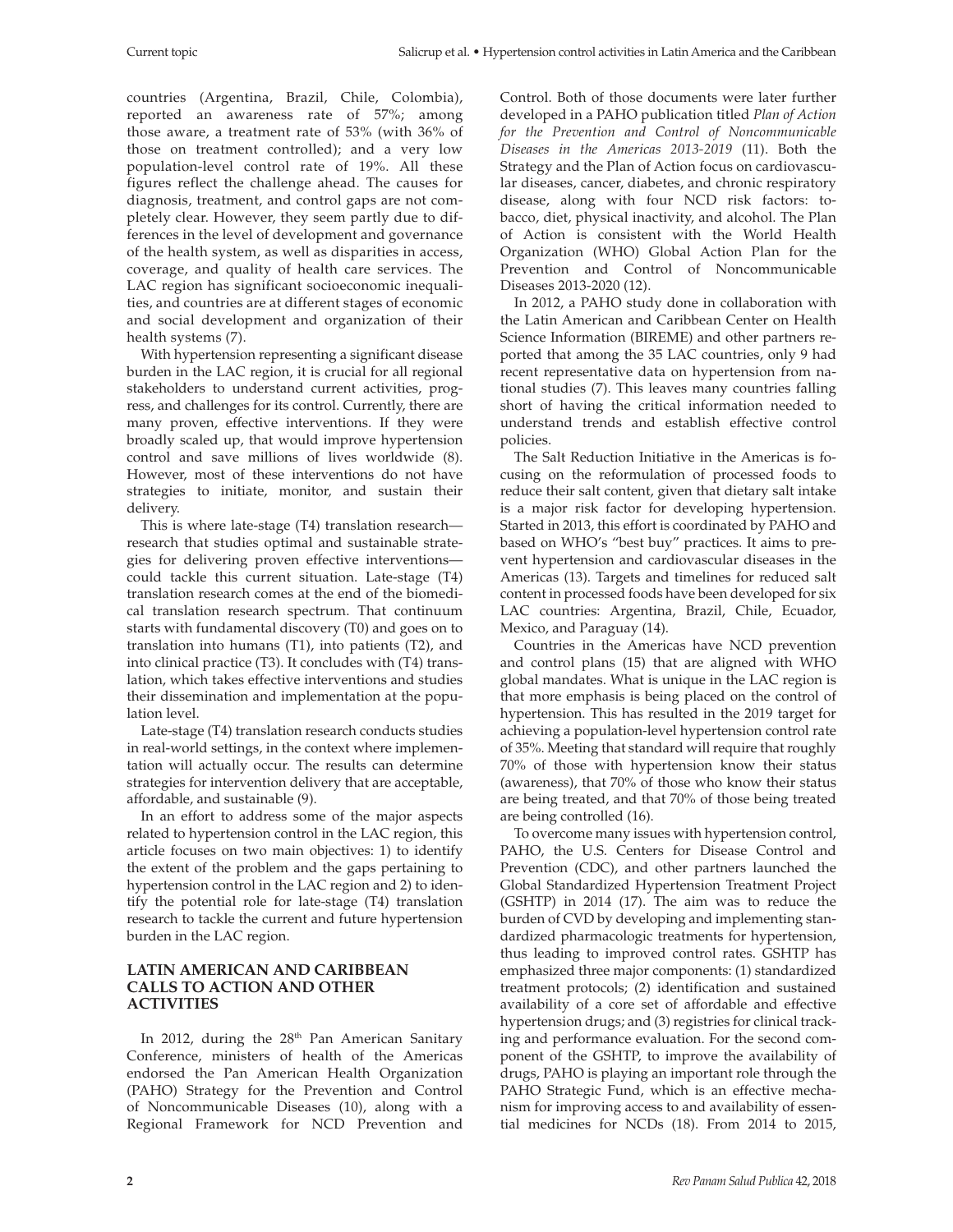countries (Argentina, Brazil, Chile, Colombia), reported an awareness rate of 57%; among those aware, a treatment rate of 53% (with 36% of those on treatment controlled); and a very low population-level control rate of 19%. All these figures reflect the challenge ahead. The causes for diagnosis, treatment, and control gaps are not completely clear. However, they seem partly due to differences in the level of development and governance of the health system, as well as disparities in access, coverage, and quality of health care services. The LAC region has significant socioeconomic inequalities, and countries are at different stages of economic and social development and organization of their health systems (7).

With hypertension representing a significant disease burden in the LAC region, it is crucial for all regional stakeholders to understand current activities, progress, and challenges for its control. Currently, there are many proven, effective interventions. If they were broadly scaled up, that would improve hypertension control and save millions of lives worldwide (8). However, most of these interventions do not have strategies to initiate, monitor, and sustain their delivery.

This is where late-stage (T4) translation research—research that studies optimal and sustainable strategies for delivering proven effective interventions—could tackle this current situation. Late-stage (T4) translation research comes at the end of the biomedical translation research spectrum. That continuum starts with fundamental discovery (T0) and goes on to translation into humans (T1), into patients (T2), and into clinical practice (T3). It concludes with (T4) translation, which takes effective interventions and studies their dissemination and implementation at the population level.

Late-stage (T4) translation research conducts studies in real-world settings, in the context where implementation will actually occur. The results can determine strategies for intervention delivery that are acceptable, affordable, and sustainable (9).

In an effort to address some of the major aspects related to hypertension control in the LAC region, this article focuses on two main objectives: 1) to identify the extent of the problem and the gaps pertaining to hypertension control in the LAC region and 2) to identify the potential role for late-stage (T4) translation research to tackle the current and future hypertension burden in the LAC region.

## LATIN AMERICAN AND CARIBBEAN CALLS TO ACTION AND OTHER ACTIVITIES

In 2012, during the 28th Pan American Sanitary Conference, ministers of health of the Americas endorsed the Pan American Health Organization (PAHO) Strategy for the Prevention and Control of Noncommunicable Diseases (10), along with a Regional Framework for NCD Prevention and Control. Both of those documents were later further developed in a PAHO publication titled *Plan of Action for the Prevention and Control of Noncommunicable Diseases in the Americas 2013-2019* (11). Both the Strategy and the Plan of Action focus on cardiovascular diseases, cancer, diabetes, and chronic respiratory disease, along with four NCD risk factors: tobacco, diet, physical inactivity, and alcohol. The Plan of Action is consistent with the World Health Organization (WHO) Global Action Plan for the Prevention and Control of Noncommunicable Diseases 2013-2020 (12).

In 2012, a PAHO study done in collaboration with the Latin American and Caribbean Center on Health Science Information (BIREME) and other partners reported that among the 35 LAC countries, only 9 had recent representative data on hypertension from national studies (7). This leaves many countries falling short of having the critical information needed to understand trends and establish effective control policies.

The Salt Reduction Initiative in the Americas is focusing on the reformulation of processed foods to reduce their salt content, given that dietary salt intake is a major risk factor for developing hypertension. Started in 2013, this effort is coordinated by PAHO and based on WHO's "best buy" practices. It aims to prevent hypertension and cardiovascular diseases in the Americas (13). Targets and timelines for reduced salt content in processed foods have been developed for six LAC countries: Argentina, Brazil, Chile, Ecuador, Mexico, and Paraguay (14).

Countries in the Americas have NCD prevention and control plans (15) that are aligned with WHO global mandates. What is unique in the LAC region is that more emphasis is being placed on the control of hypertension. This has resulted in the 2019 target for achieving a population-level hypertension control rate of 35%. Meeting that standard will require that roughly 70% of those with hypertension know their status (awareness), that 70% of those who know their status are being treated, and that 70% of those being treated are being controlled (16).

To overcome many issues with hypertension control, PAHO, the U.S. Centers for Disease Control and Prevention (CDC), and other partners launched the Global Standardized Hypertension Treatment Project (GSHTP) in 2014 (17). The aim was to reduce the burden of CVD by developing and implementing standardized pharmacologic treatments for hypertension, thus leading to improved control rates. GSHTP has emphasized three major components: (1) standardized treatment protocols; (2) identification and sustained availability of a core set of affordable and effective hypertension drugs; and (3) registries for clinical tracking and performance evaluation. For the second component of the GSHTP, to improve the availability of drugs, PAHO is playing an important role through the PAHO Strategic Fund, which is an effective mechanism for improving access to and availability of essential medicines for NCDs (18). From 2014 to 2015,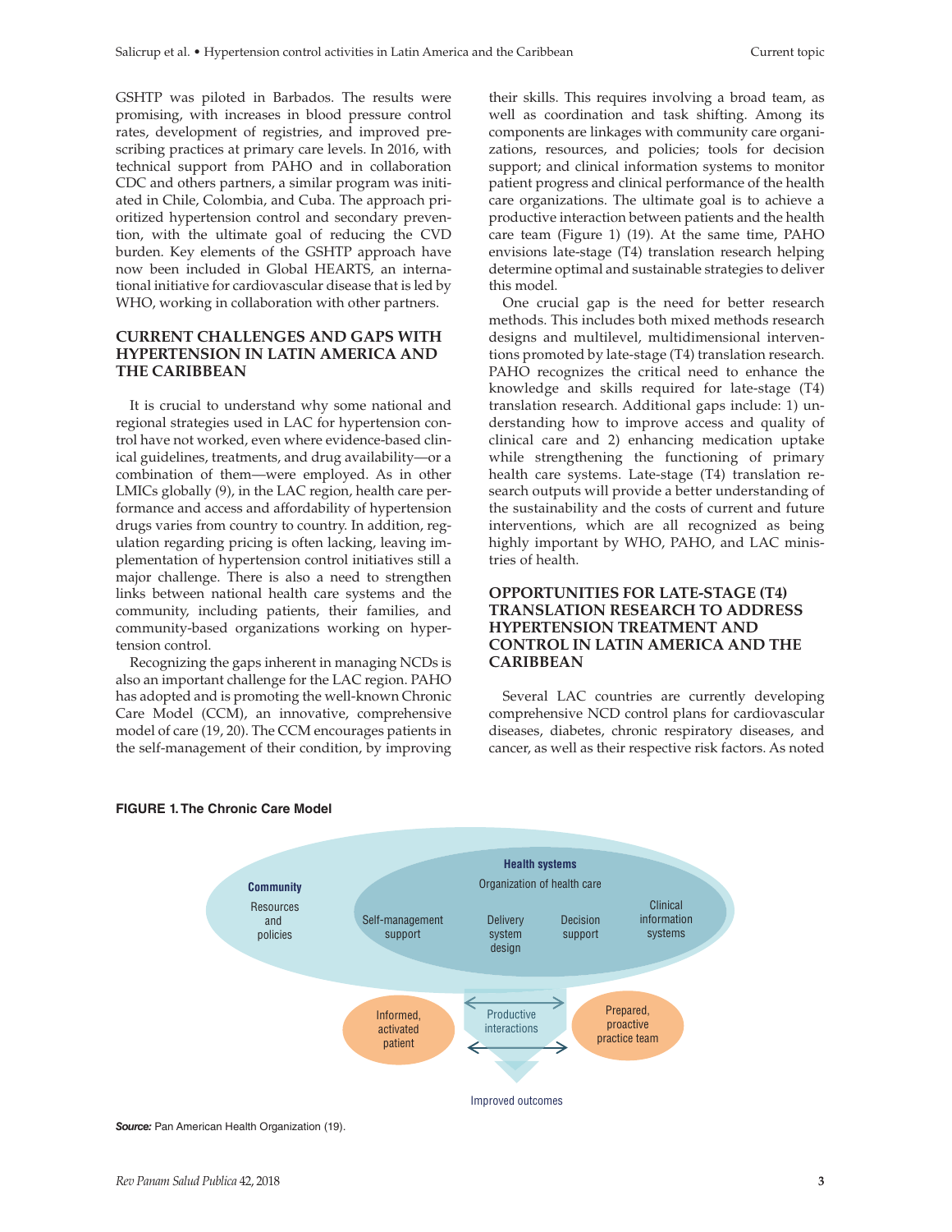GSHTP was piloted in Barbados. The results were promising, with increases in blood pressure control rates, development of registries, and improved prescribing practices at primary care levels. In 2016, with technical support from PAHO and in collaboration CDC and others partners, a similar program was initiated in Chile, Colombia, and Cuba. The approach prioritized hypertension control and secondary prevention, with the ultimate goal of reducing the CVD burden. Key elements of the GSHTP approach have now been included in Global HEARTS, an international initiative for cardiovascular disease that is led by WHO, working in collaboration with other partners.

## CURRENT CHALLENGES AND GAPS WITH HYPERTENSION IN LATIN AMERICA AND THE CARIBBEAN

It is crucial to understand why some national and regional strategies used in LAC for hypertension control have not worked, even where evidence-based clinical guidelines, treatments, and drug availability—or a combination of them—were employed. As in other LMICs globally (9), in the LAC region, health care performance and access and affordability of hypertension drugs varies from country to country. In addition, regulation regarding pricing is often lacking, leaving implementation of hypertension control initiatives still a major challenge. There is also a need to strengthen links between national health care systems and the community, including patients, their families, and community-based organizations working on hypertension control.

Recognizing the gaps inherent in managing NCDs is also an important challenge for the LAC region. PAHO has adopted and is promoting the well-known Chronic Care Model (CCM), an innovative, comprehensive model of care (19, 20). The CCM encourages patients in the self-management of their condition, by improving their skills. This requires involving a broad team, as well as coordination and task shifting. Among its components are linkages with community care organizations, resources, and policies; tools for decision support; and clinical information systems to monitor patient progress and clinical performance of the health care organizations. The ultimate goal is to achieve a productive interaction between patients and the health care team (Figure 1) (19). At the same time, PAHO envisions late-stage (T4) translation research helping determine optimal and sustainable strategies to deliver this model.

One crucial gap is the need for better research methods. This includes both mixed methods research designs and multilevel, multidimensional interventions promoted by late-stage (T4) translation research. PAHO recognizes the critical need to enhance the knowledge and skills required for late-stage (T4) translation research. Additional gaps include: 1) understanding how to improve access and quality of clinical care and 2) enhancing medication uptake while strengthening the functioning of primary health care systems. Late-stage (T4) translation research outputs will provide a better understanding of the sustainability and the costs of current and future interventions, which are all recognized as being highly important by WHO, PAHO, and LAC ministries of health.

## OPPORTUNITIES FOR LATE-STAGE (T4) TRANSLATION RESEARCH TO ADDRESS HYPERTENSION TREATMENT AND CONTROL IN LATIN AMERICA AND THE CARIBBEAN

Several LAC countries are currently developing comprehensive NCD control plans for cardiovascular diseases, diabetes, chronic respiratory diseases, and cancer, as well as their respective risk factors. As noted

**FIGURE 1. The Chronic Care Model**

Community: Resources and policies

Health systems: Organization of health care — Self-management support; Delivery system design; Decision support; Clinical information systems

Informed, activated patient ↔ Productive interactions ↔ Prepared, proactive practice team

Improved outcomes

***Source:*** Pan American Health Organization (19).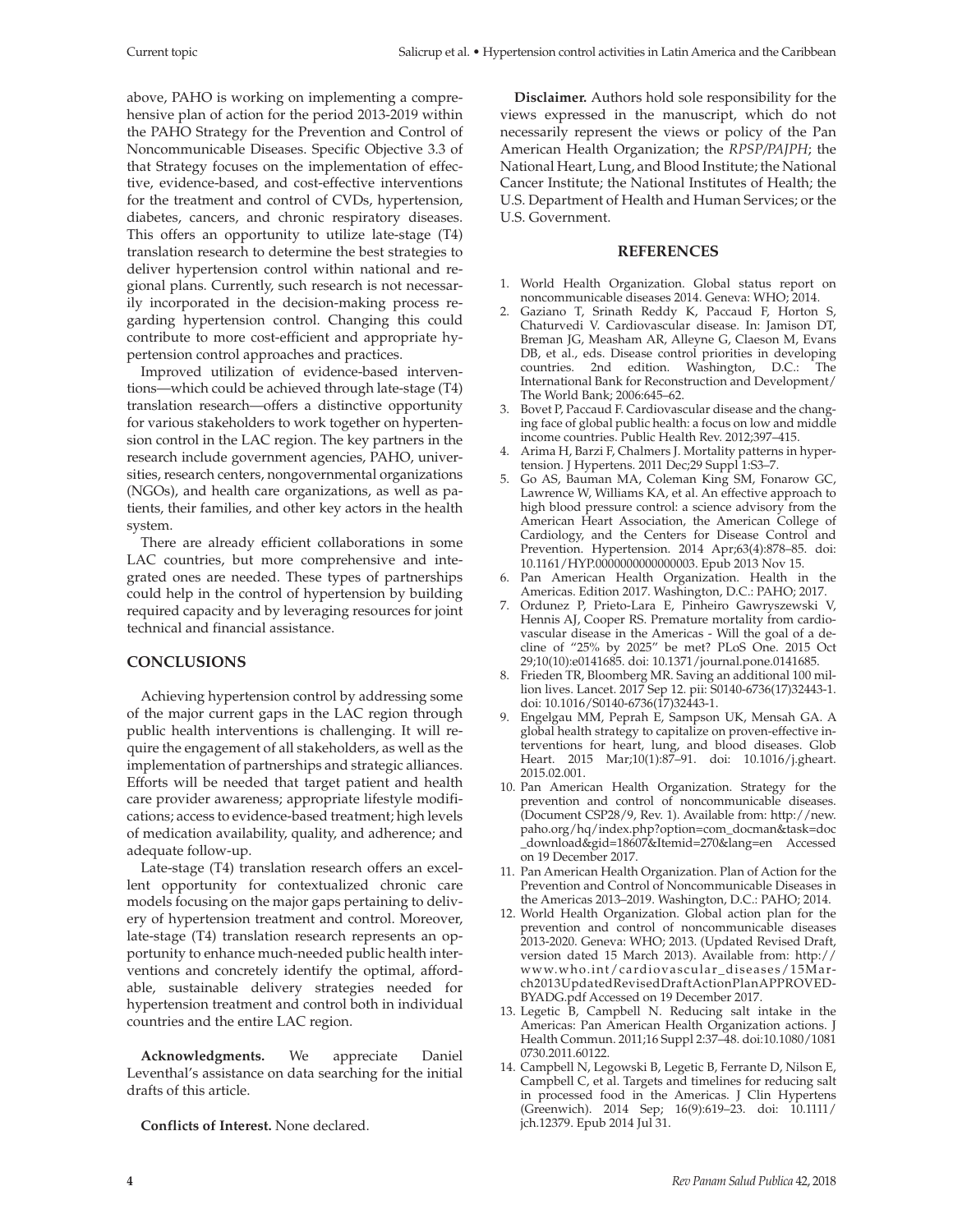above, PAHO is working on implementing a comprehensive plan of action for the period 2013-2019 within the PAHO Strategy for the Prevention and Control of Noncommunicable Diseases. Specific Objective 3.3 of that Strategy focuses on the implementation of effective, evidence-based, and cost-effective interventions for the treatment and control of CVDs, hypertension, diabetes, cancers, and chronic respiratory diseases. This offers an opportunity to utilize late-stage (T4) translation research to determine the best strategies to deliver hypertension control within national and regional plans. Currently, such research is not necessarily incorporated in the decision-making process regarding hypertension control. Changing this could contribute to more cost-efficient and appropriate hypertension control approaches and practices.

Improved utilization of evidence-based interventions—which could be achieved through late-stage (T4) translation research—offers a distinctive opportunity for various stakeholders to work together on hypertension control in the LAC region. The key partners in the research include government agencies, PAHO, universities, research centers, nongovernmental organizations (NGOs), and health care organizations, as well as patients, their families, and other key actors in the health system.

There are already efficient collaborations in some LAC countries, but more comprehensive and integrated ones are needed. These types of partnerships could help in the control of hypertension by building required capacity and by leveraging resources for joint technical and financial assistance.

## CONCLUSIONS

Achieving hypertension control by addressing some of the major current gaps in the LAC region through public health interventions is challenging. It will require the engagement of all stakeholders, as well as the implementation of partnerships and strategic alliances. Efforts will be needed that target patient and health care provider awareness; appropriate lifestyle modifications; access to evidence-based treatment; high levels of medication availability, quality, and adherence; and adequate follow-up.

Late-stage (T4) translation research offers an excellent opportunity for contextualized chronic care models focusing on the major gaps pertaining to delivery of hypertension treatment and control. Moreover, late-stage (T4) translation research represents an opportunity to enhance much-needed public health interventions and concretely identify the optimal, affordable, sustainable delivery strategies needed for hypertension treatment and control both in individual countries and the entire LAC region.

**Acknowledgments.** We appreciate Daniel Leventhal's assistance on data searching for the initial drafts of this article.

**Conflicts of Interest.** None declared.

**Disclaimer.** Authors hold sole responsibility for the views expressed in the manuscript, which do not necessarily represent the views or policy of the Pan American Health Organization; the *RPSP/PAJPH*; the National Heart, Lung, and Blood Institute; the National Cancer Institute; the National Institutes of Health; the U.S. Department of Health and Human Services; or the U.S. Government.

## REFERENCES

1. World Health Organization. Global status report on noncommunicable diseases 2014. Geneva: WHO; 2014.
2. Gaziano T, Srinath Reddy K, Paccaud F, Horton S, Chaturvedi V. Cardiovascular disease. In: Jamison DT, Breman JG, Measham AR, Alleyne G, Claeson M, Evans DB, et al., eds. Disease control priorities in developing countries. 2nd edition. Washington, D.C.: The International Bank for Reconstruction and Development/The World Bank; 2006:645–62.
3. Bovet P, Paccaud F. Cardiovascular disease and the changing face of global public health: a focus on low and middle income countries. Public Health Rev. 2012;397–415.
4. Arima H, Barzi F, Chalmers J. Mortality patterns in hypertension. J Hypertens. 2011 Dec;29 Suppl 1:S3–7.
5. Go AS, Bauman MA, Coleman King SM, Fonarow GC, Lawrence W, Williams KA, et al. An effective approach to high blood pressure control: a science advisory from the American Heart Association, the American College of Cardiology, and the Centers for Disease Control and Prevention. Hypertension. 2014 Apr;63(4):878–85. doi: 10.1161/HYP.0000000000000003. Epub 2013 Nov 15.
6. Pan American Health Organization. Health in the Americas. Edition 2017. Washington, D.C.: PAHO; 2017.
7. Ordunez P, Prieto-Lara E, Pinheiro Gawryszewski V, Hennis AJ, Cooper RS. Premature mortality from cardiovascular disease in the Americas - Will the goal of a decline of "25% by 2025" be met? PLoS One. 2015 Oct 29;10(10):e0141685. doi: 10.1371/journal.pone.0141685.
8. Frieden TR, Bloomberg MR. Saving an additional 100 million lives. Lancet. 2017 Sep 12. pii: S0140-6736(17)32443-1. doi: 10.1016/S0140-6736(17)32443-1.
9. Engelgau MM, Peprah E, Sampson UK, Mensah GA. A global health strategy to capitalize on proven-effective interventions for heart, lung, and blood diseases. Glob Heart. 2015 Mar;10(1):87–91. doi: 10.1016/j.gheart.2015.02.001.
10. Pan American Health Organization. Strategy for the prevention and control of noncommunicable diseases. (Document CSP28/9, Rev. 1). Available from: http://new.paho.org/hq/index.php?option=com_docman&task=doc_download&gid=18607&Itemid=270&lang=en Accessed on 19 December 2017.
11. Pan American Health Organization. Plan of Action for the Prevention and Control of Noncommunicable Diseases in the Americas 2013–2019. Washington, D.C.: PAHO; 2014.
12. World Health Organization. Global action plan for the prevention and control of noncommunicable diseases 2013-2020. Geneva: WHO; 2013. (Updated Revised Draft, version dated 15 March 2013). Available from: http://www.who.int/cardiovascular_diseases/15March2013UpdatedRevisedDraftActionPlanAPPROVEDBYADG.pdf Accessed on 19 December 2017.
13. Legetic B, Campbell N. Reducing salt intake in the Americas: Pan American Health Organization actions. J Health Commun. 2011;16 Suppl 2:37–48. doi:10.1080/10810730.2011.60122.
14. Campbell N, Legowski B, Legetic B, Ferrante D, Nilson E, Campbell C, et al. Targets and timelines for reducing salt in processed food in the Americas. J Clin Hypertens (Greenwich). 2014 Sep; 16(9):619–23. doi: 10.1111/jch.12379. Epub 2014 Jul 31.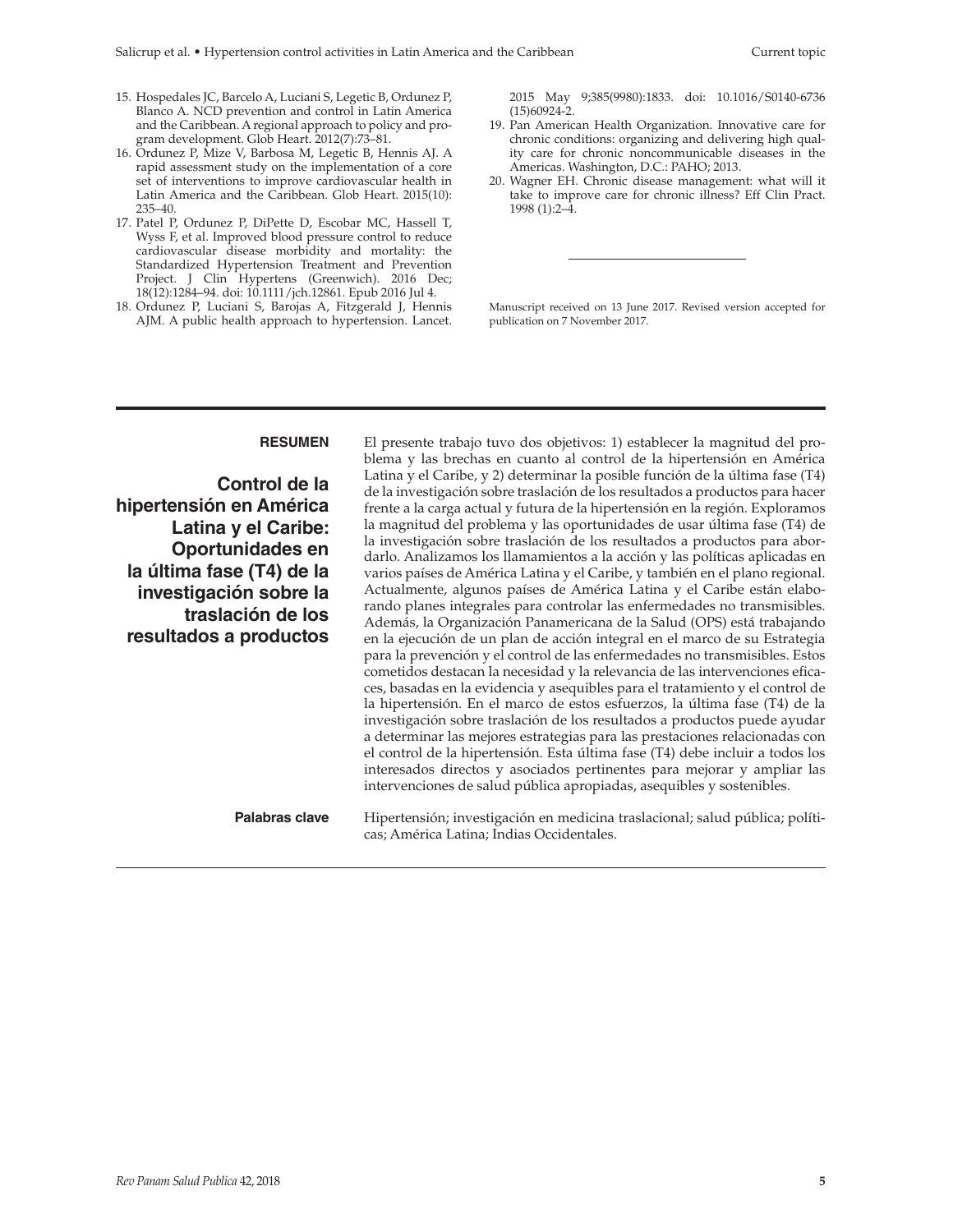15. Hospedales JC, Barcelo A, Luciani S, Legetic B, Ordunez P, Blanco A. NCD prevention and control in Latin America and the Caribbean. A regional approach to policy and program development. Glob Heart. 2012(7):73–81.
16. Ordunez P, Mize V, Barbosa M, Legetic B, Hennis AJ. A rapid assessment study on the implementation of a core set of interventions to improve cardiovascular health in Latin America and the Caribbean. Glob Heart. 2015(10): 235–40.
17. Patel P, Ordunez P, DiPette D, Escobar MC, Hassell T, Wyss F, et al. Improved blood pressure control to reduce cardiovascular disease morbidity and mortality: the Standardized Hypertension Treatment and Prevention Project. J Clin Hypertens (Greenwich). 2016 Dec; 18(12):1284–94. doi: 10.1111/jch.12861. Epub 2016 Jul 4.
18. Ordunez P, Luciani S, Barojas A, Fitzgerald J, Hennis AJM. A public health approach to hypertension. Lancet. 2015 May 9;385(9980):1833. doi: 10.1016/S0140-6736(15)60924-2.
19. Pan American Health Organization. Innovative care for chronic conditions: organizing and delivering high quality care for chronic noncommunicable diseases in the Americas. Washington, D.C.: PAHO; 2013.
20. Wagner EH. Chronic disease management: what will it take to improve care for chronic illness? Eff Clin Pract. 1998 (1):2–4.

---

Manuscript received on 13 June 2017. Revised version accepted for publication on 7 November 2017.

---

**RESUMEN**

## Control de la hipertensión en América Latina y el Caribe: Oportunidades en la última fase (T4) de la investigación sobre la traslación de los resultados a productos

El presente trabajo tuvo dos objetivos: 1) establecer la magnitud del problema y las brechas en cuanto al control de la hipertensión en América Latina y el Caribe, y 2) determinar la posible función de la última fase (T4) de la investigación sobre traslación de los resultados a productos para hacer frente a la carga actual y futura de la hipertensión en la región. Exploramos la magnitud del problema y las oportunidades de usar última fase (T4) de la investigación sobre traslación de los resultados a productos para abordarlo. Analizamos los llamamientos a la acción y las políticas aplicadas en varios países de América Latina y el Caribe, y también en el plano regional. Actualmente, algunos países de América Latina y el Caribe están elaborando planes integrales para controlar las enfermedades no transmisibles. Además, la Organización Panamericana de la Salud (OPS) está trabajando en la ejecución de un plan de acción integral en el marco de su Estrategia para la prevención y el control de las enfermedades no transmisibles. Estos cometidos destacan la necesidad y la relevancia de las intervenciones eficaces, basadas en la evidencia y asequibles para el tratamiento y el control de la hipertensión. En el marco de estos esfuerzos, la última fase (T4) de la investigación sobre traslación de los resultados a productos puede ayudar a determinar las mejores estrategias para las prestaciones relacionadas con el control de la hipertensión. Esta última fase (T4) debe incluir a todos los interesados directos y asociados pertinentes para mejorar y ampliar las intervenciones de salud pública apropiadas, asequibles y sostenibles.

**Palabras clave** Hipertensión; investigación en medicina traslacional; salud pública; políticas; América Latina; Indias Occidentales.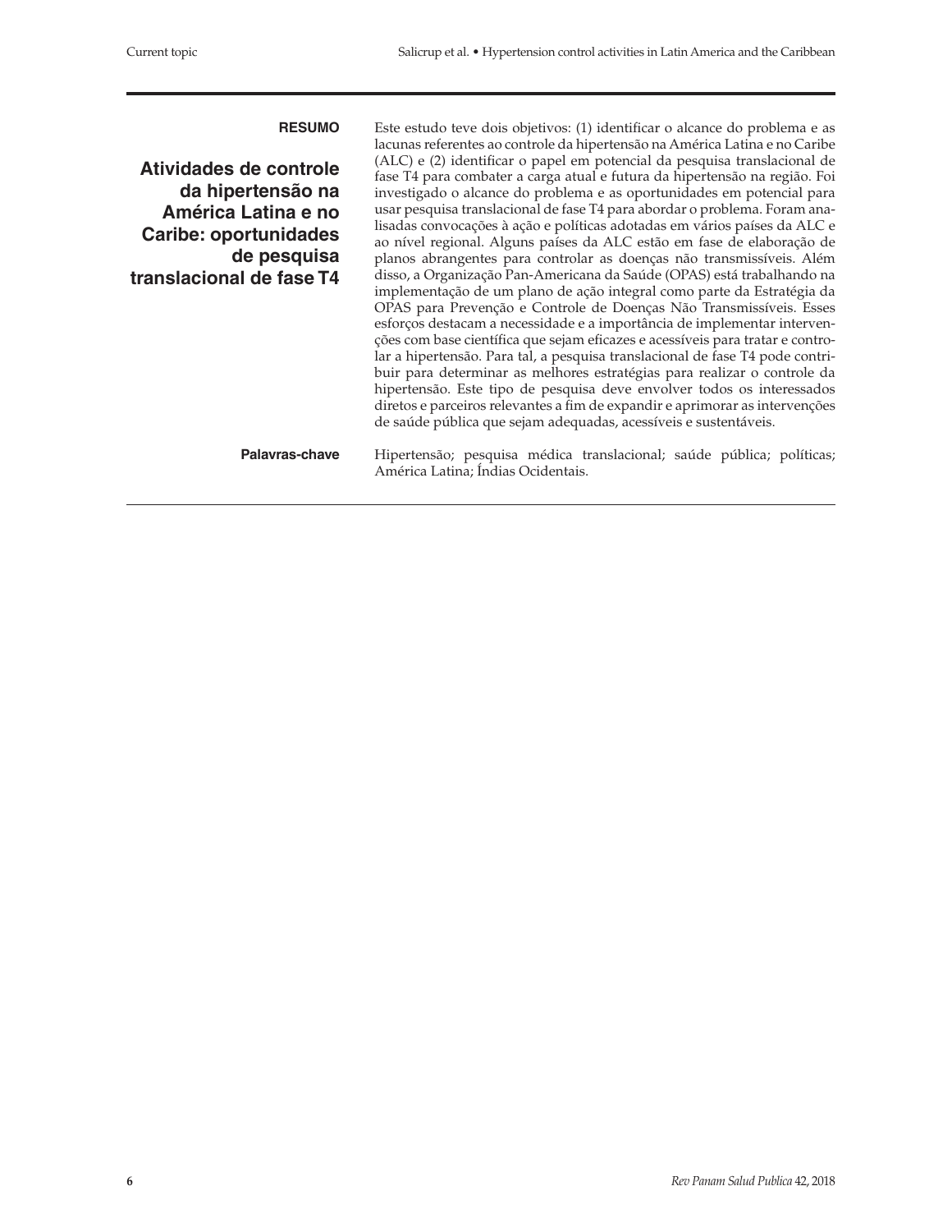## RESUMO

### Atividades de controle da hipertensão na América Latina e no Caribe: oportunidades de pesquisa translacional de fase T4

Este estudo teve dois objetivos: (1) identificar o alcance do problema e as lacunas referentes ao controle da hipertensão na América Latina e no Caribe (ALC) e (2) identificar o papel em potencial da pesquisa translacional de fase T4 para combater a carga atual e futura da hipertensão na região. Foi investigado o alcance do problema e as oportunidades em potencial para usar pesquisa translacional de fase T4 para abordar o problema. Foram analisadas convocações à ação e políticas adotadas em vários países da ALC e ao nível regional. Alguns países da ALC estão em fase de elaboração de planos abrangentes para controlar as doenças não transmissíveis. Além disso, a Organização Pan-Americana da Saúde (OPAS) está trabalhando na implementação de um plano de ação integral como parte da Estratégia da OPAS para Prevenção e Controle de Doenças Não Transmissíveis. Esses esforços destacam a necessidade e a importância de implementar intervenções com base científica que sejam eficazes e acessíveis para tratar e controlar a hipertensão. Para tal, a pesquisa translacional de fase T4 pode contribuir para determinar as melhores estratégias para realizar o controle da hipertensão. Este tipo de pesquisa deve envolver todos os interessados diretos e parceiros relevantes a fim de expandir e aprimorar as intervenções de saúde pública que sejam adequadas, acessíveis e sustentáveis.

**Palavras-chave** Hipertensão; pesquisa médica translacional; saúde pública; políticas; América Latina; Índias Ocidentais.